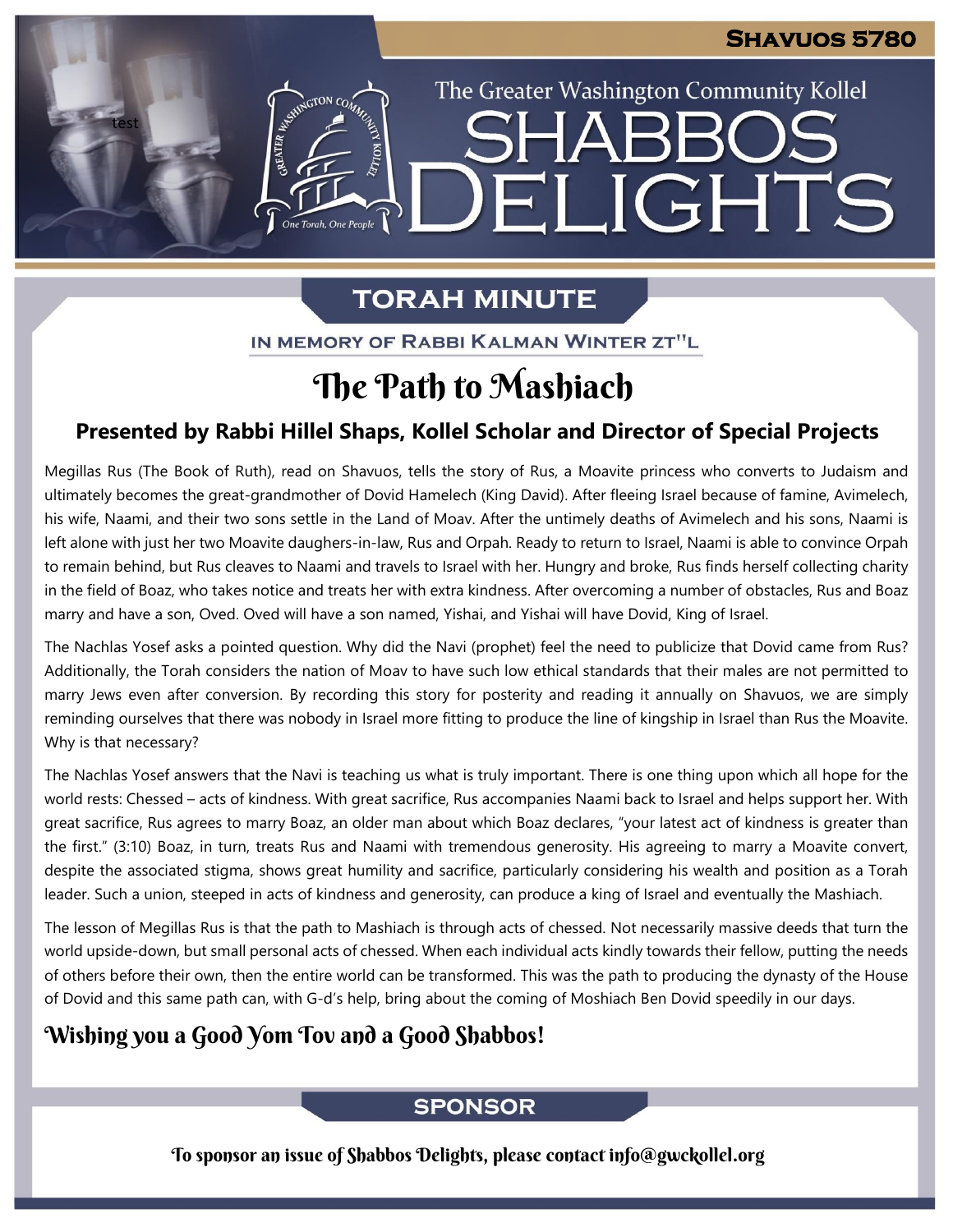Shavuos 5780

The Greater Washington Community Kollel

# Shabbos Delights

## Torah Minute

In Memory of Rabbi Kalman Winter zt"l

# The Path to Mashiach

### Presented by Rabbi Hillel Shaps, Kollel Scholar and Director of Special Projects

Megillas Rus (The Book of Ruth), read on Shavuos, tells the story of Rus, a Moavite princess who converts to Judaism and ultimately becomes the great-grandmother of Dovid Hamelech (King David). After fleeing Israel because of famine, Avimelech, his wife, Naami, and their two sons settle in the Land of Moav. After the untimely deaths of Avimelech and his sons, Naami is left alone with just her two Moavite daughters-in-law, Rus and Orpah. Ready to return to Israel, Naami is able to convince Orpah to remain behind, but Rus cleaves to Naami and travels to Israel with her. Hungry and broke, Rus finds herself collecting charity in the field of Boaz, who takes notice and treats her with extra kindness. After overcoming a number of obstacles, Rus and Boaz marry and have a son, Oved. Oved will have a son named, Yishai, and Yishai will have Dovid, King of Israel.

The Nachlas Yosef asks a pointed question. Why did the Navi (prophet) feel the need to publicize that Dovid came from Rus? Additionally, the Torah considers the nation of Moav to have such low ethical standards that their males are not permitted to marry Jews even after conversion. By recording this story for posterity and reading it annually on Shavuos, we are simply reminding ourselves that there was nobody in Israel more fitting to produce the line of kingship in Israel than Rus the Moavite. Why is that necessary?

The Nachlas Yosef answers that the Navi is teaching us what is truly important. There is one thing upon which all hope for the world rests: Chessed – acts of kindness. With great sacrifice, Rus accompanies Naami back to Israel and helps support her. With great sacrifice, Rus agrees to marry Boaz, an older man about which Boaz declares, "your latest act of kindness is greater than the first." (3:10) Boaz, in turn, treats Rus and Naami with tremendous generosity. His agreeing to marry a Moavite convert, despite the associated stigma, shows great humility and sacrifice, particularly considering his wealth and position as a Torah leader. Such a union, steeped in acts of kindness and generosity, can produce a king of Israel and eventually the Mashiach.

The lesson of Megillas Rus is that the path to Mashiach is through acts of chessed. Not necessarily massive deeds that turn the world upside-down, but small personal acts of chessed. When each individual acts kindly towards their fellow, putting the needs of others before their own, then the entire world can be transformed. This was the path to producing the dynasty of the House of Dovid and this same path can, with G-d's help, bring about the coming of Moshiach Ben Dovid speedily in our days.

### Wishing you a Good Yom Tov and a Good Shabbos!

## Sponsor

To sponsor an issue of Shabbos Delights, please contact info@gwckollel.org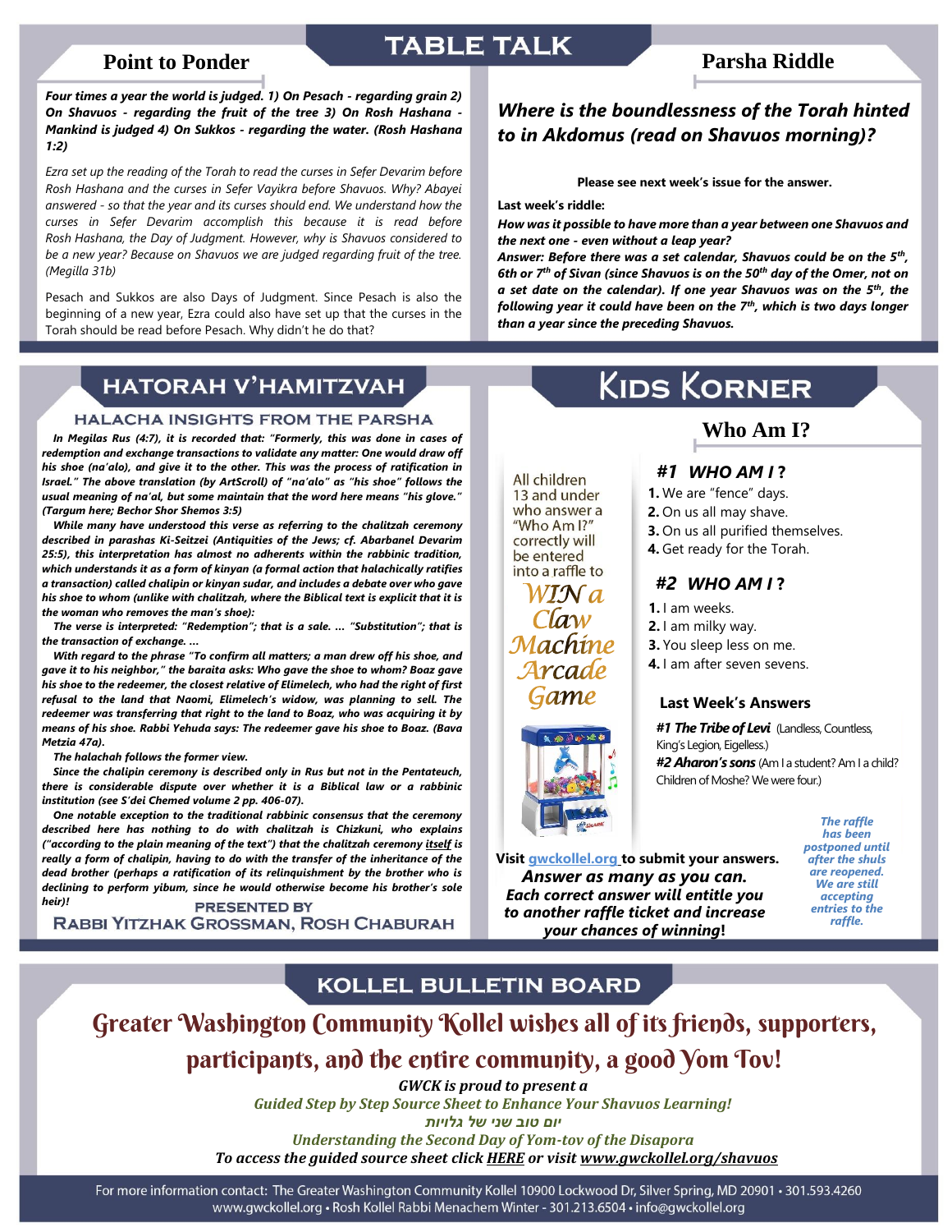# TABLE TALK

## Point to Ponder

***Four times a year the world is judged. 1) On Pesach - regarding grain 2) On Shavuos - regarding the fruit of the tree 3) On Rosh Hashana - Mankind is judged 4) On Sukkos - regarding the water. (Rosh Hashana 1:2)***

*Ezra set up the reading of the Torah to read the curses in Sefer Devarim before Rosh Hashana and the curses in Sefer Vayikra before Shavuos. Why? Abayei answered - so that the year and its curses should end. We understand how the curses in Sefer Devarim accomplish this because it is read before Rosh Hashana, the Day of Judgment. However, why is Shavuos considered to be a new year? Because on Shavuos we are judged regarding fruit of the tree. (Megilla 31b)*

Pesach and Sukkos are also Days of Judgment. Since Pesach is also the beginning of a new year, Ezra could also have set up that the curses in the Torah should be read before Pesach. Why didn't he do that?

## Parsha Riddle

***Where is the boundlessness of the Torah hinted to in Akdomus (read on Shavuos morning)?***

**Please see next week's issue for the answer.**

**Last week's riddle:**

***How was it possible to have more than a year between one Shavuos and the next one - even without a leap year?***

***Answer: Before there was a set calendar, Shavuos could be on the 5th, 6th or 7th of Sivan (since Shavuos is on the 50th day of the Omer, not on a set date on the calendar). If one year Shavuos was on the 5th, the following year it could have been on the 7th, which is two days longer than a year since the preceding Shavuos.***

# HATORAH V'HAMITZVAH

## HALACHA INSIGHTS FROM THE PARSHA

***In Megilas Rus (4:7), it is recorded that: "Formerly, this was done in cases of redemption and exchange transactions to validate any matter: One would draw off his shoe (na'alo), and give it to the other. This was the process of ratification in Israel." The above translation (by ArtScroll) of "na'alo" as "his shoe" follows the usual meaning of na'al, but some maintain that the word here means "his glove." (Targum here; Bechor Shor Shemos 3:5)***

***While many have understood this verse as referring to the chalitzah ceremony described in parashas Ki-Seitzei (Antiquities of the Jews; cf. Abarbanel Devarim 25:5), this interpretation has almost no adherents within the rabbinic tradition, which understands it as a form of kinyan (a formal action that halachically ratifies a transaction) called chalipin or kinyan sudar, and includes a debate over who gave his shoe to whom (unlike with chalitzah, where the Biblical text is explicit that it is the woman who removes the man's shoe):***

***The verse is interpreted: "Redemption"; that is a sale. ... "Substitution"; that is the transaction of exchange. ...***

***With regard to the phrase "To confirm all matters; a man drew off his shoe, and gave it to his neighbor," the baraita asks: Who gave the shoe to whom? Boaz gave his shoe to the redeemer, the closest relative of Elimelech, who had the right of first refusal to the land that Naomi, Elimelech's widow, was planning to sell. The redeemer was transferring that right to the land to Boaz, who was acquiring it by means of his shoe. Rabbi Yehuda says: The redeemer gave his shoe to Boaz. (Bava Metzia 47a).***

***The halachah follows the former view.***

***Since the chalipin ceremony is described only in Rus but not in the Pentateuch, there is considerable dispute over whether it is a Biblical law or a rabbinic institution (see S'dei Chemed volume 2 pp. 406-07).***

***One notable exception to the traditional rabbinic consensus that the ceremony described here has nothing to do with chalitzah is Chizkuni, who explains ("according to the plain meaning of the text") that the chalitzah ceremony itself is really a form of chalipin, having to do with the transfer of the inheritance of the dead brother (perhaps a ratification of its relinquishment by the brother who is declining to perform yibum, since he would otherwise become his brother's sole heir)!***

PRESENTED BY
RABBI YITZHAK GROSSMAN, ROSH CHABURAH

# KIDS KORNER

## Who Am I?

All children 13 and under who answer a "Who Am I?" correctly will be entered into a raffle to

WIN a Claw Machine Arcade Game

### #1 WHO AM I?

1. We are "fence" days.
2. On us all may shave.
3. On us all purified themselves.
4. Get ready for the Torah.

### #2 WHO AM I?

1. I am weeks.
2. I am milky way.
3. You sleep less on me.
4. I am after seven sevens.

### Last Week's Answers

***#1 The Tribe of Levi*** (Landless, Countless, King's Legion, Eigelless.)

***#2 Aharon's sons*** (Am I a student? Am I a child? Children of Moshe? We were four.)

**Visit gwckollel.org to submit your answers.**

***Answer as many as you can. Each correct answer will entitle you to another raffle ticket and increase your chances of winning!***

*The raffle has been postponed until after the shuls are reopened. We are still accepting entries to the raffle.*

# KOLLEL BULLETIN BOARD

## Greater Washington Community Kollel wishes all of its friends, supporters, participants, and the entire community, a good Yom Tov!

***GWCK is proud to present a***

***Guided Step by Step Source Sheet to Enhance Your Shavuos Learning!***

***יום טוב שני של גלויות***

***Understanding the Second Day of Yom-tov of the Disapora***

***To access the guided source sheet click HERE or visit www.gwckollel.org/shavuos***

For more information contact: The Greater Washington Community Kollel 10900 Lockwood Dr, Silver Spring, MD 20901 • 301.593.4260
www.gwckollel.org • Rosh Kollel Rabbi Menachem Winter - 301.213.6504 • info@gwckollel.org